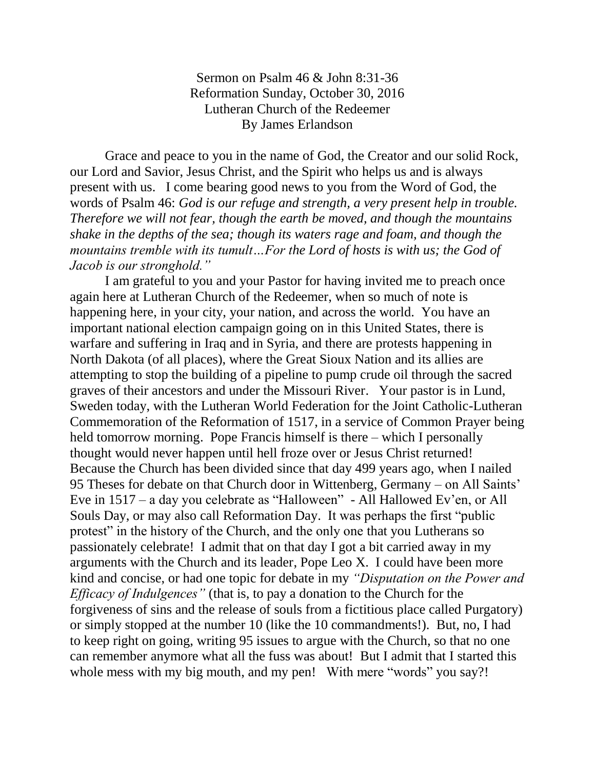Sermon on Psalm 46 & John 8:31-36
Reformation Sunday, October 30, 2016
Lutheran Church of the Redeemer
By James Erlandson

Grace and peace to you in the name of God, the Creator and our solid Rock, our Lord and Savior, Jesus Christ, and the Spirit who helps us and is always present with us. I come bearing good news to you from the Word of God, the words of Psalm 46: *God is our refuge and strength, a very present help in trouble. Therefore we will not fear, though the earth be moved, and though the mountains shake in the depths of the sea; though its waters rage and foam, and though the mountains tremble with its tumult…For the Lord of hosts is with us; the God of Jacob is our stronghold."*

I am grateful to you and your Pastor for having invited me to preach once again here at Lutheran Church of the Redeemer, when so much of note is happening here, in your city, your nation, and across the world. You have an important national election campaign going on in this United States, there is warfare and suffering in Iraq and in Syria, and there are protests happening in North Dakota (of all places), where the Great Sioux Nation and its allies are attempting to stop the building of a pipeline to pump crude oil through the sacred graves of their ancestors and under the Missouri River. Your pastor is in Lund, Sweden today, with the Lutheran World Federation for the Joint Catholic-Lutheran Commemoration of the Reformation of 1517, in a service of Common Prayer being held tomorrow morning. Pope Francis himself is there – which I personally thought would never happen until hell froze over or Jesus Christ returned! Because the Church has been divided since that day 499 years ago, when I nailed 95 Theses for debate on that Church door in Wittenberg, Germany – on All Saints' Eve in 1517 – a day you celebrate as "Halloween" - All Hallowed Ev'en, or All Souls Day, or may also call Reformation Day. It was perhaps the first "public protest" in the history of the Church, and the only one that you Lutherans so passionately celebrate! I admit that on that day I got a bit carried away in my arguments with the Church and its leader, Pope Leo X. I could have been more kind and concise, or had one topic for debate in my *"Disputation on the Power and Efficacy of Indulgences"* (that is, to pay a donation to the Church for the forgiveness of sins and the release of souls from a fictitious place called Purgatory) or simply stopped at the number 10 (like the 10 commandments!). But, no, I had to keep right on going, writing 95 issues to argue with the Church, so that no one can remember anymore what all the fuss was about! But I admit that I started this whole mess with my big mouth, and my pen! With mere "words" you say?!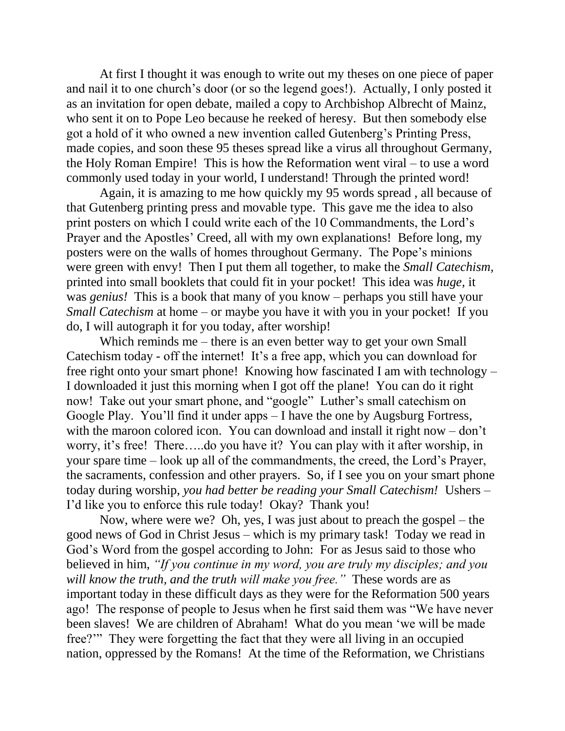At first I thought it was enough to write out my theses on one piece of paper and nail it to one church's door (or so the legend goes!). Actually, I only posted it as an invitation for open debate, mailed a copy to Archbishop Albrecht of Mainz, who sent it on to Pope Leo because he reeked of heresy. But then somebody else got a hold of it who owned a new invention called Gutenberg's Printing Press, made copies, and soon these 95 theses spread like a virus all throughout Germany, the Holy Roman Empire! This is how the Reformation went viral – to use a word commonly used today in your world, I understand! Through the printed word!

Again, it is amazing to me how quickly my 95 words spread , all because of that Gutenberg printing press and movable type. This gave me the idea to also print posters on which I could write each of the 10 Commandments, the Lord's Prayer and the Apostles' Creed, all with my own explanations! Before long, my posters were on the walls of homes throughout Germany. The Pope's minions were green with envy! Then I put them all together, to make the *Small Catechism,* printed into small booklets that could fit in your pocket! This idea was *huge,* it was *genius!* This is a book that many of you know – perhaps you still have your *Small Catechism* at home – or maybe you have it with you in your pocket! If you do, I will autograph it for you today, after worship!

Which reminds me – there is an even better way to get your own Small Catechism today - off the internet! It's a free app, which you can download for free right onto your smart phone! Knowing how fascinated I am with technology – I downloaded it just this morning when I got off the plane! You can do it right now! Take out your smart phone, and "google" Luther's small catechism on Google Play. You'll find it under apps – I have the one by Augsburg Fortress, with the maroon colored icon. You can download and install it right now – don't worry, it's free! There…..do you have it? You can play with it after worship, in your spare time – look up all of the commandments, the creed, the Lord's Prayer, the sacraments, confession and other prayers. So, if I see you on your smart phone today during worship, *you had better be reading your Small Catechism!* Ushers – I'd like you to enforce this rule today! Okay? Thank you!

Now, where were we? Oh, yes, I was just about to preach the gospel – the good news of God in Christ Jesus – which is my primary task! Today we read in God's Word from the gospel according to John: For as Jesus said to those who believed in him, *"If you continue in my word, you are truly my disciples; and you will know the truth, and the truth will make you free."* These words are as important today in these difficult days as they were for the Reformation 500 years ago! The response of people to Jesus when he first said them was "We have never been slaves! We are children of Abraham! What do you mean 'we will be made free?'" They were forgetting the fact that they were all living in an occupied nation, oppressed by the Romans! At the time of the Reformation, we Christians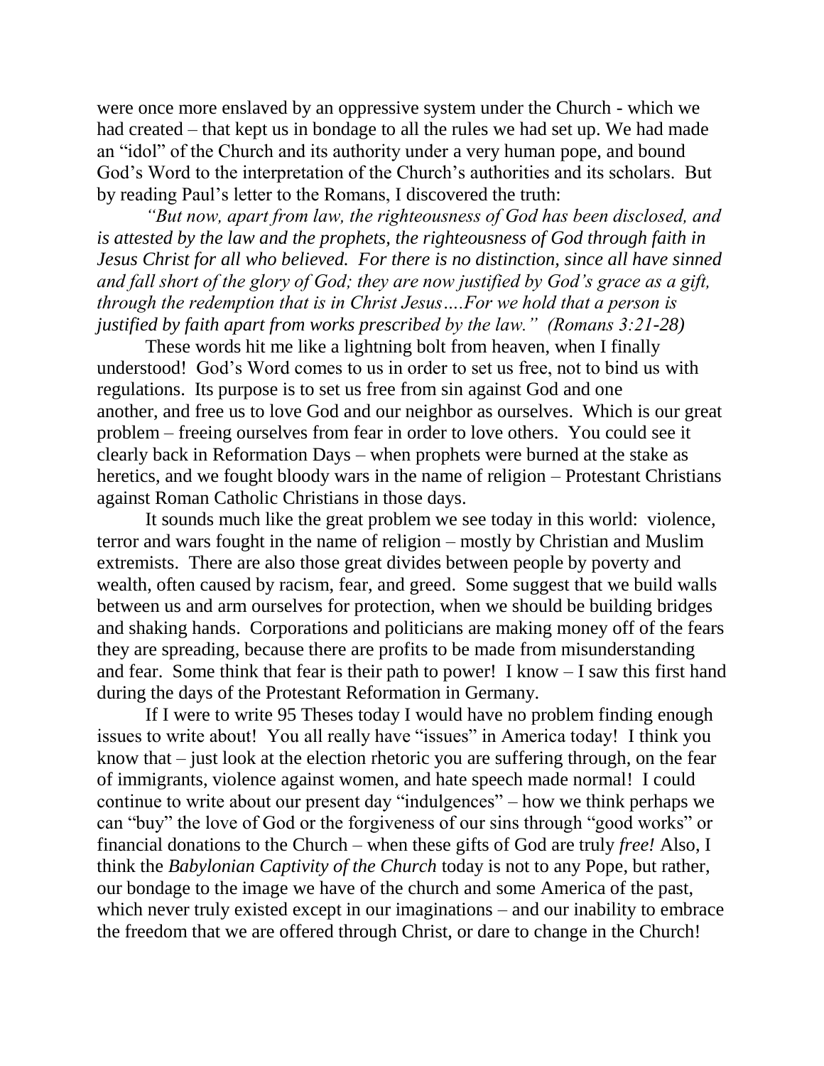were once more enslaved by an oppressive system under the Church - which we had created – that kept us in bondage to all the rules we had set up. We had made an "idol" of the Church and its authority under a very human pope, and bound God's Word to the interpretation of the Church's authorities and its scholars. But by reading Paul's letter to the Romans, I discovered the truth:

*"But now, apart from law, the righteousness of God has been disclosed, and is attested by the law and the prophets, the righteousness of God through faith in Jesus Christ for all who believed. For there is no distinction, since all have sinned and fall short of the glory of God; they are now justified by God's grace as a gift, through the redemption that is in Christ Jesus….For we hold that a person is justified by faith apart from works prescribed by the law." (Romans 3:21-28)*

These words hit me like a lightning bolt from heaven, when I finally understood! God's Word comes to us in order to set us free, not to bind us with regulations. Its purpose is to set us free from sin against God and one another, and free us to love God and our neighbor as ourselves. Which is our great problem – freeing ourselves from fear in order to love others. You could see it clearly back in Reformation Days – when prophets were burned at the stake as heretics, and we fought bloody wars in the name of religion – Protestant Christians against Roman Catholic Christians in those days.

It sounds much like the great problem we see today in this world: violence, terror and wars fought in the name of religion – mostly by Christian and Muslim extremists. There are also those great divides between people by poverty and wealth, often caused by racism, fear, and greed. Some suggest that we build walls between us and arm ourselves for protection, when we should be building bridges and shaking hands. Corporations and politicians are making money off of the fears they are spreading, because there are profits to be made from misunderstanding and fear. Some think that fear is their path to power! I know – I saw this first hand during the days of the Protestant Reformation in Germany.

If I were to write 95 Theses today I would have no problem finding enough issues to write about! You all really have "issues" in America today! I think you know that – just look at the election rhetoric you are suffering through, on the fear of immigrants, violence against women, and hate speech made normal! I could continue to write about our present day "indulgences" – how we think perhaps we can "buy" the love of God or the forgiveness of our sins through "good works" or financial donations to the Church – when these gifts of God are truly *free!* Also, I think the *Babylonian Captivity of the Church* today is not to any Pope, but rather, our bondage to the image we have of the church and some America of the past, which never truly existed except in our imaginations – and our inability to embrace the freedom that we are offered through Christ, or dare to change in the Church!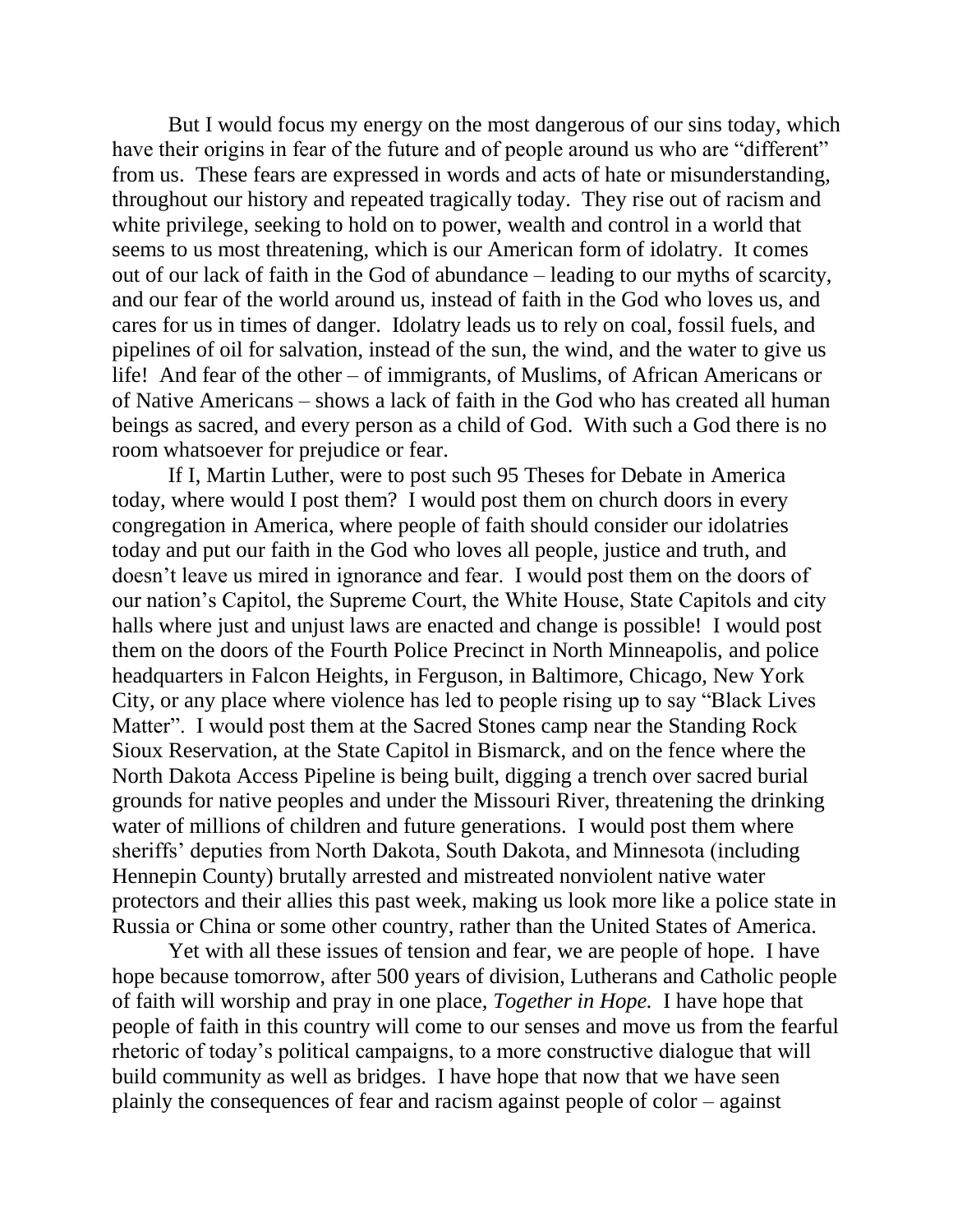But I would focus my energy on the most dangerous of our sins today, which have their origins in fear of the future and of people around us who are "different" from us. These fears are expressed in words and acts of hate or misunderstanding, throughout our history and repeated tragically today. They rise out of racism and white privilege, seeking to hold on to power, wealth and control in a world that seems to us most threatening, which is our American form of idolatry. It comes out of our lack of faith in the God of abundance – leading to our myths of scarcity, and our fear of the world around us, instead of faith in the God who loves us, and cares for us in times of danger. Idolatry leads us to rely on coal, fossil fuels, and pipelines of oil for salvation, instead of the sun, the wind, and the water to give us life! And fear of the other – of immigrants, of Muslims, of African Americans or of Native Americans – shows a lack of faith in the God who has created all human beings as sacred, and every person as a child of God. With such a God there is no room whatsoever for prejudice or fear.

If I, Martin Luther, were to post such 95 Theses for Debate in America today, where would I post them? I would post them on church doors in every congregation in America, where people of faith should consider our idolatries today and put our faith in the God who loves all people, justice and truth, and doesn't leave us mired in ignorance and fear. I would post them on the doors of our nation's Capitol, the Supreme Court, the White House, State Capitols and city halls where just and unjust laws are enacted and change is possible! I would post them on the doors of the Fourth Police Precinct in North Minneapolis, and police headquarters in Falcon Heights, in Ferguson, in Baltimore, Chicago, New York City, or any place where violence has led to people rising up to say "Black Lives Matter". I would post them at the Sacred Stones camp near the Standing Rock Sioux Reservation, at the State Capitol in Bismarck, and on the fence where the North Dakota Access Pipeline is being built, digging a trench over sacred burial grounds for native peoples and under the Missouri River, threatening the drinking water of millions of children and future generations. I would post them where sheriffs' deputies from North Dakota, South Dakota, and Minnesota (including Hennepin County) brutally arrested and mistreated nonviolent native water protectors and their allies this past week, making us look more like a police state in Russia or China or some other country, rather than the United States of America.

Yet with all these issues of tension and fear, we are people of hope. I have hope because tomorrow, after 500 years of division, Lutherans and Catholic people of faith will worship and pray in one place, *Together in Hope.* I have hope that people of faith in this country will come to our senses and move us from the fearful rhetoric of today's political campaigns, to a more constructive dialogue that will build community as well as bridges. I have hope that now that we have seen plainly the consequences of fear and racism against people of color – against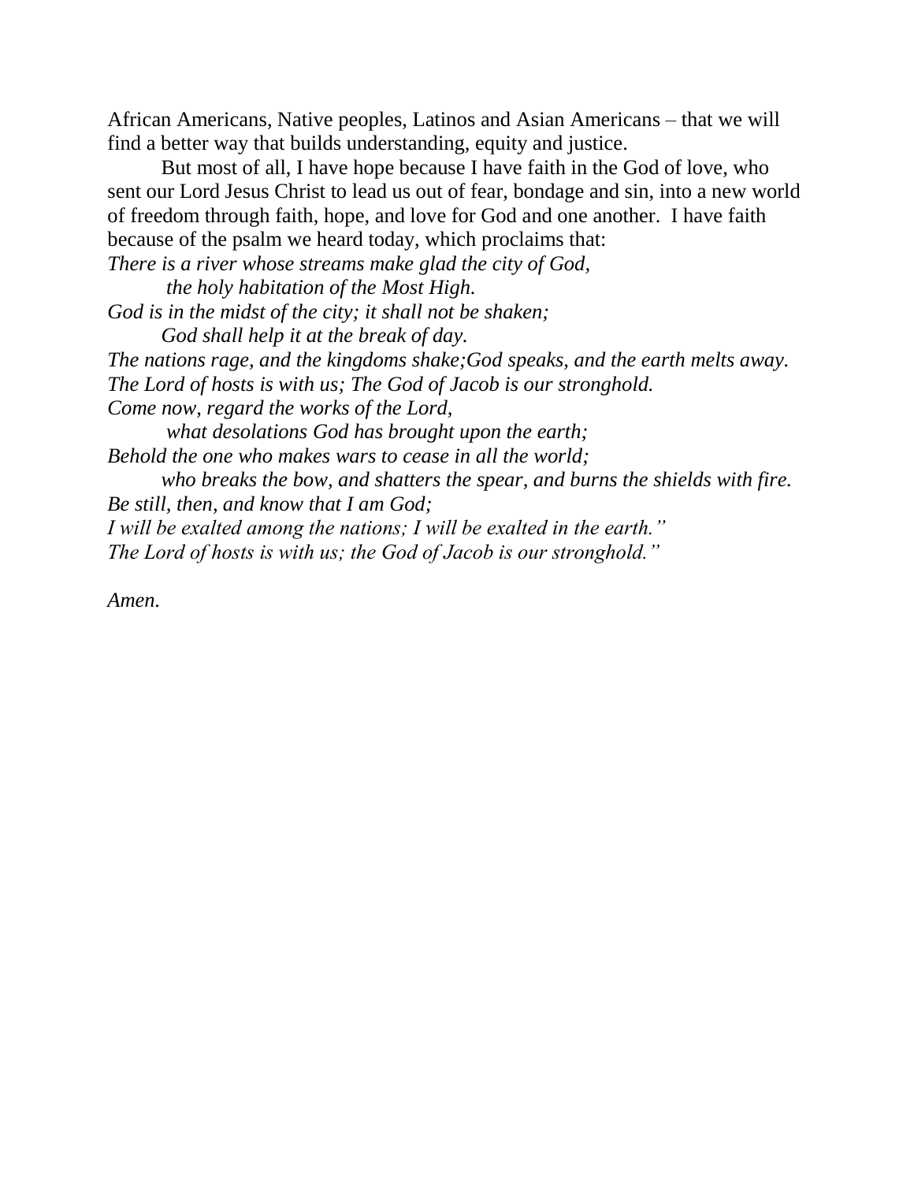African Americans, Native peoples, Latinos and Asian Americans – that we will find a better way that builds understanding, equity and justice.

But most of all, I have hope because I have faith in the God of love, who sent our Lord Jesus Christ to lead us out of fear, bondage and sin, into a new world of freedom through faith, hope, and love for God and one another. I have faith because of the psalm we heard today, which proclaims that:

*There is a river whose streams make glad the city of God,*
*the holy habitation of the Most High.*
*God is in the midst of the city; it shall not be shaken;*
*God shall help it at the break of day.*
*The nations rage, and the kingdoms shake;God speaks, and the earth melts away.*
*The Lord of hosts is with us; The God of Jacob is our stronghold.*
*Come now, regard the works of the Lord,*
*what desolations God has brought upon the earth;*
*Behold the one who makes wars to cease in all the world;*
*who breaks the bow, and shatters the spear, and burns the shields with fire.*
*Be still, then, and know that I am God;*
*I will be exalted among the nations; I will be exalted in the earth."*
*The Lord of hosts is with us; the God of Jacob is our stronghold."*

*Amen.*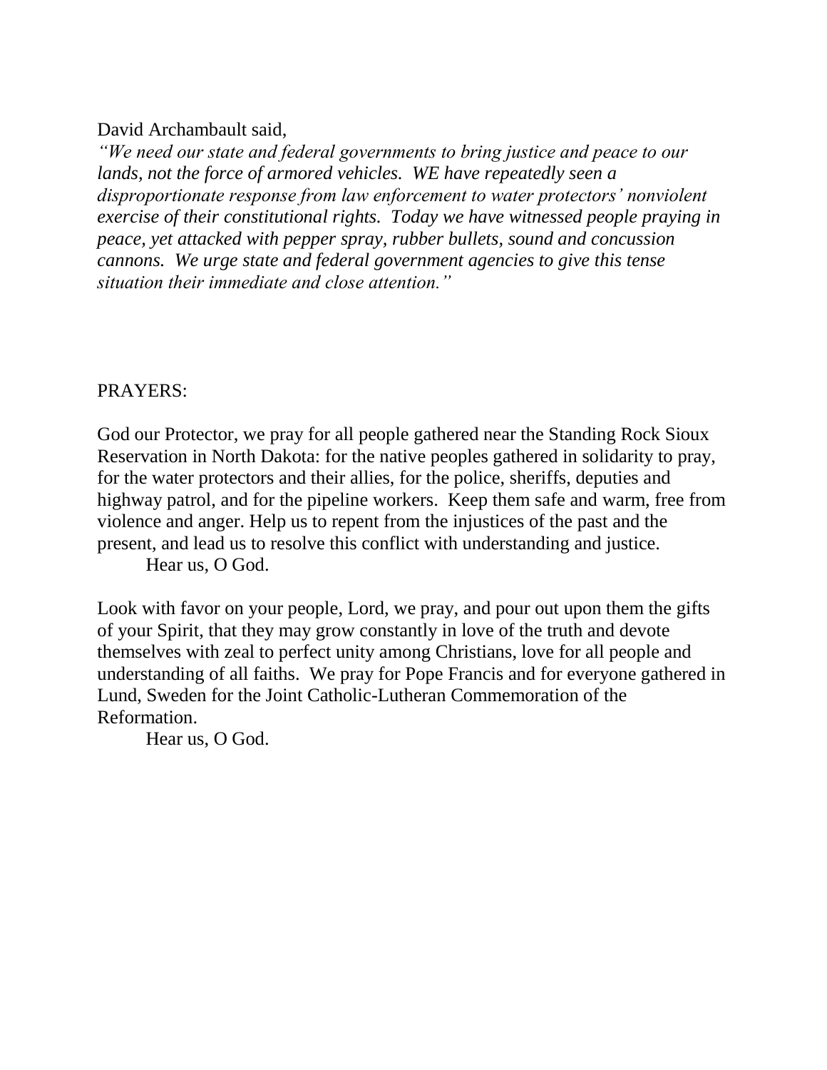David Archambault said,

*"We need our state and federal governments to bring justice and peace to our lands, not the force of armored vehicles. WE have repeatedly seen a disproportionate response from law enforcement to water protectors' nonviolent exercise of their constitutional rights. Today we have witnessed people praying in peace, yet attacked with pepper spray, rubber bullets, sound and concussion cannons. We urge state and federal government agencies to give this tense situation their immediate and close attention."*

PRAYERS:

God our Protector, we pray for all people gathered near the Standing Rock Sioux Reservation in North Dakota: for the native peoples gathered in solidarity to pray, for the water protectors and their allies, for the police, sheriffs, deputies and highway patrol, and for the pipeline workers. Keep them safe and warm, free from violence and anger. Help us to repent from the injustices of the past and the present, and lead us to resolve this conflict with understanding and justice.

Hear us, O God.

Look with favor on your people, Lord, we pray, and pour out upon them the gifts of your Spirit, that they may grow constantly in love of the truth and devote themselves with zeal to perfect unity among Christians, love for all people and understanding of all faiths. We pray for Pope Francis and for everyone gathered in Lund, Sweden for the Joint Catholic-Lutheran Commemoration of the Reformation.

Hear us, O God.